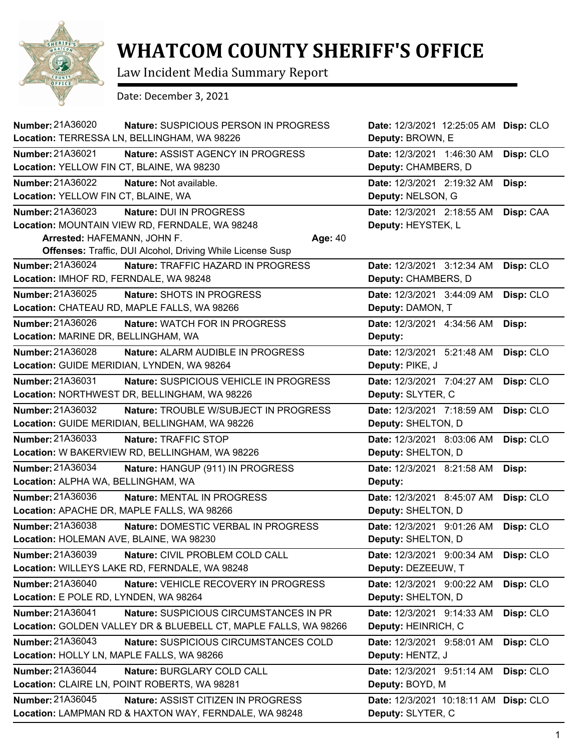# WHATCOM COUNTY SHERIFF'S OFFICE

Law Incident Media Summary Report

Date: December 3, 2021

**Number:** 21A36020 **Nature:** SUSPICIOUS PERSON IN PROGRESS **Date:** 12/3/2021 12:25:05 AM **Disp:** CLO
**Location:** TERRESSA LN, BELLINGHAM, WA 98226 **Deputy:** BROWN, E

**Number:** 21A36021 **Nature:** ASSIST AGENCY IN PROGRESS **Date:** 12/3/2021 1:46:30 AM **Disp:** CLO
**Location:** YELLOW FIN CT, BLAINE, WA 98230 **Deputy:** CHAMBERS, D

**Number:** 21A36022 **Nature:** Not available. **Date:** 12/3/2021 2:19:32 AM **Disp:**
**Location:** YELLOW FIN CT, BLAINE, WA **Deputy:** NELSON, G

**Number:** 21A36023 **Nature:** DUI IN PROGRESS **Date:** 12/3/2021 2:18:55 AM **Disp:** CAA
**Location:** MOUNTAIN VIEW RD, FERNDALE, WA 98248 **Deputy:** HEYSTEK, L
**Arrested:** HAFEMANN, JOHN F. **Age:** 40
**Offenses:** Traffic, DUI Alcohol, Driving While License Susp

**Number:** 21A36024 **Nature:** TRAFFIC HAZARD IN PROGRESS **Date:** 12/3/2021 3:12:34 AM **Disp:** CLO
**Location:** IMHOF RD, FERNDALE, WA 98248 **Deputy:** CHAMBERS, D

**Number:** 21A36025 **Nature:** SHOTS IN PROGRESS **Date:** 12/3/2021 3:44:09 AM **Disp:** CLO
**Location:** CHATEAU RD, MAPLE FALLS, WA 98266 **Deputy:** DAMON, T

**Number:** 21A36026 **Nature:** WATCH FOR IN PROGRESS **Date:** 12/3/2021 4:34:56 AM **Disp:**
**Location:** MARINE DR, BELLINGHAM, WA **Deputy:**

**Number:** 21A36028 **Nature:** ALARM AUDIBLE IN PROGRESS **Date:** 12/3/2021 5:21:48 AM **Disp:** CLO
**Location:** GUIDE MERIDIAN, LYNDEN, WA 98264 **Deputy:** PIKE, J

**Number:** 21A36031 **Nature:** SUSPICIOUS VEHICLE IN PROGRESS **Date:** 12/3/2021 7:04:27 AM **Disp:** CLO
**Location:** NORTHWEST DR, BELLINGHAM, WA 98226 **Deputy:** SLYTER, C

**Number:** 21A36032 **Nature:** TROUBLE W/SUBJECT IN PROGRESS **Date:** 12/3/2021 7:18:59 AM **Disp:** CLO
**Location:** GUIDE MERIDIAN, BELLINGHAM, WA 98226 **Deputy:** SHELTON, D

**Number:** 21A36033 **Nature:** TRAFFIC STOP **Date:** 12/3/2021 8:03:06 AM **Disp:** CLO
**Location:** W BAKERVIEW RD, BELLINGHAM, WA 98226 **Deputy:** SHELTON, D

**Number:** 21A36034 **Nature:** HANGUP (911) IN PROGRESS **Date:** 12/3/2021 8:21:58 AM **Disp:**
**Location:** ALPHA WA, BELLINGHAM, WA **Deputy:**

**Number:** 21A36036 **Nature:** MENTAL IN PROGRESS **Date:** 12/3/2021 8:45:07 AM **Disp:** CLO
**Location:** APACHE DR, MAPLE FALLS, WA 98266 **Deputy:** SHELTON, D

**Number:** 21A36038 **Nature:** DOMESTIC VERBAL IN PROGRESS **Date:** 12/3/2021 9:01:26 AM **Disp:** CLO
**Location:** HOLEMAN AVE, BLAINE, WA 98230 **Deputy:** SHELTON, D

**Number:** 21A36039 **Nature:** CIVIL PROBLEM COLD CALL **Date:** 12/3/2021 9:00:34 AM **Disp:** CLO
**Location:** WILLEYS LAKE RD, FERNDALE, WA 98248 **Deputy:** DEZEEUW, T

**Number:** 21A36040 **Nature:** VEHICLE RECOVERY IN PROGRESS **Date:** 12/3/2021 9:00:22 AM **Disp:** CLO
**Location:** E POLE RD, LYNDEN, WA 98264 **Deputy:** SHELTON, D

**Number:** 21A36041 **Nature:** SUSPICIOUS CIRCUMSTANCES IN PR **Date:** 12/3/2021 9:14:33 AM **Disp:** CLO
**Location:** GOLDEN VALLEY DR & BLUEBELL CT, MAPLE FALLS, WA 98266 **Deputy:** HEINRICH, C

**Number:** 21A36043 **Nature:** SUSPICIOUS CIRCUMSTANCES COLD **Date:** 12/3/2021 9:58:01 AM **Disp:** CLO
**Location:** HOLLY LN, MAPLE FALLS, WA 98266 **Deputy:** HENTZ, J

**Number:** 21A36044 **Nature:** BURGLARY COLD CALL **Date:** 12/3/2021 9:51:14 AM **Disp:** CLO
**Location:** CLAIRE LN, POINT ROBERTS, WA 98281 **Deputy:** BOYD, M

**Number:** 21A36045 **Nature:** ASSIST CITIZEN IN PROGRESS **Date:** 12/3/2021 10:18:11 AM **Disp:** CLO
**Location:** LAMPMAN RD & HAXTON WAY, FERNDALE, WA 98248 **Deputy:** SLYTER, C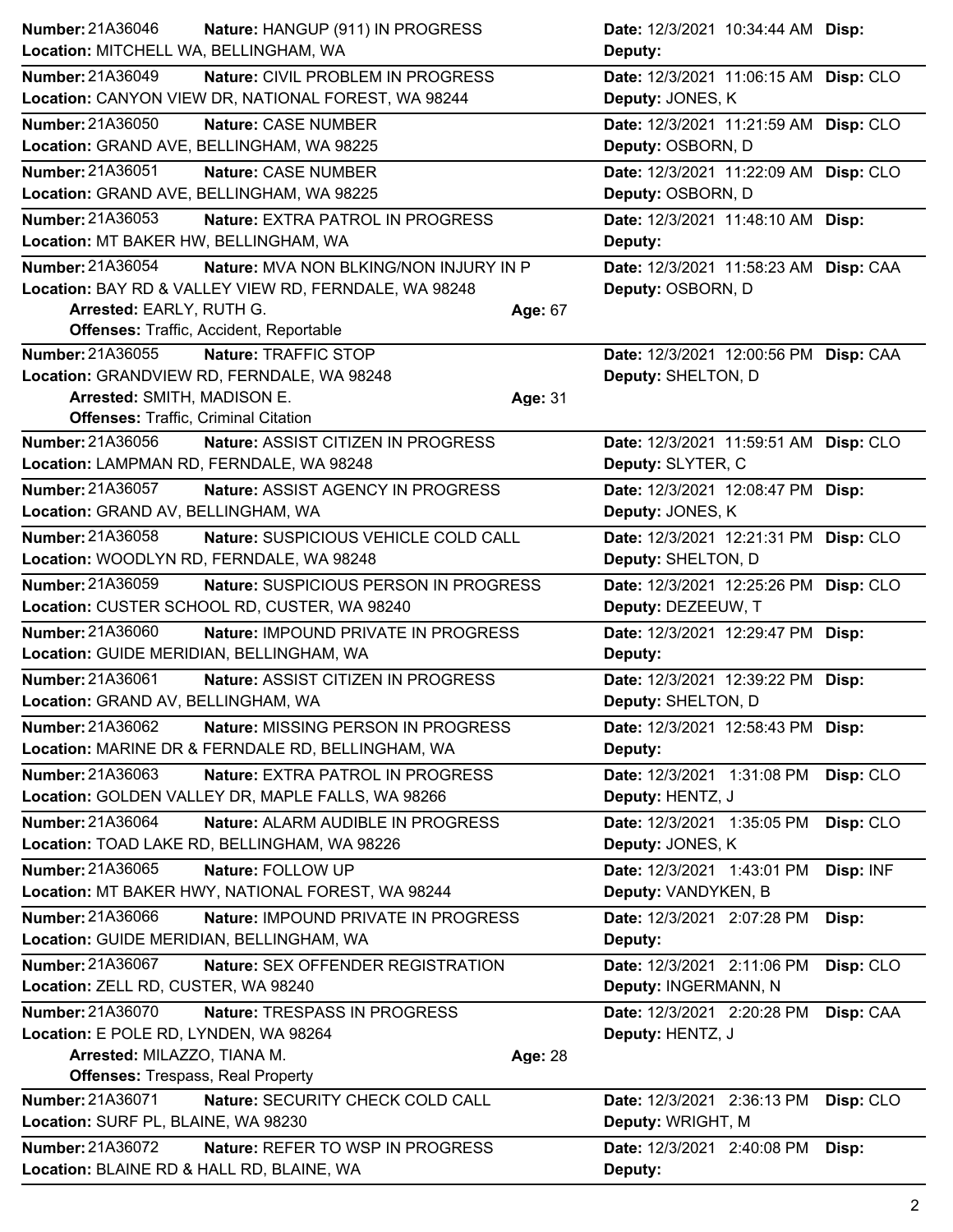**Number:** 21A36046 **Nature:** HANGUP (911) IN PROGRESS **Date:** 12/3/2021 10:34:44 AM **Disp:**
**Location:** MITCHELL WA, BELLINGHAM, WA **Deputy:**

---

**Number:** 21A36049 **Nature:** CIVIL PROBLEM IN PROGRESS **Date:** 12/3/2021 11:06:15 AM **Disp:** CLO
**Location:** CANYON VIEW DR, NATIONAL FOREST, WA 98244 **Deputy:** JONES, K

---

**Number:** 21A36050 **Nature:** CASE NUMBER **Date:** 12/3/2021 11:21:59 AM **Disp:** CLO
**Location:** GRAND AVE, BELLINGHAM, WA 98225 **Deputy:** OSBORN, D

---

**Number:** 21A36051 **Nature:** CASE NUMBER **Date:** 12/3/2021 11:22:09 AM **Disp:** CLO
**Location:** GRAND AVE, BELLINGHAM, WA 98225 **Deputy:** OSBORN, D

---

**Number:** 21A36053 **Nature:** EXTRA PATROL IN PROGRESS **Date:** 12/3/2021 11:48:10 AM **Disp:**
**Location:** MT BAKER HW, BELLINGHAM, WA **Deputy:**

---

**Number:** 21A36054 **Nature:** MVA NON BLKING/NON INJURY IN P **Date:** 12/3/2021 11:58:23 AM **Disp:** CAA
**Location:** BAY RD & VALLEY VIEW RD, FERNDALE, WA 98248 **Deputy:** OSBORN, D
**Arrested:** EARLY, RUTH G. **Age:** 67
**Offenses:** Traffic, Accident, Reportable

---

**Number:** 21A36055 **Nature:** TRAFFIC STOP **Date:** 12/3/2021 12:00:56 PM **Disp:** CAA
**Location:** GRANDVIEW RD, FERNDALE, WA 98248 **Deputy:** SHELTON, D
**Arrested:** SMITH, MADISON E. **Age:** 31
**Offenses:** Traffic, Criminal Citation

---

**Number:** 21A36056 **Nature:** ASSIST CITIZEN IN PROGRESS **Date:** 12/3/2021 11:59:51 AM **Disp:** CLO
**Location:** LAMPMAN RD, FERNDALE, WA 98248 **Deputy:** SLYTER, C

---

**Number:** 21A36057 **Nature:** ASSIST AGENCY IN PROGRESS **Date:** 12/3/2021 12:08:47 PM **Disp:**
**Location:** GRAND AV, BELLINGHAM, WA **Deputy:** JONES, K

---

**Number:** 21A36058 **Nature:** SUSPICIOUS VEHICLE COLD CALL **Date:** 12/3/2021 12:21:31 PM **Disp:** CLO
**Location:** WOODLYN RD, FERNDALE, WA 98248 **Deputy:** SHELTON, D

---

**Number:** 21A36059 **Nature:** SUSPICIOUS PERSON IN PROGRESS **Date:** 12/3/2021 12:25:26 PM **Disp:** CLO
**Location:** CUSTER SCHOOL RD, CUSTER, WA 98240 **Deputy:** DEZEEUW, T

---

**Number:** 21A36060 **Nature:** IMPOUND PRIVATE IN PROGRESS **Date:** 12/3/2021 12:29:47 PM **Disp:**
**Location:** GUIDE MERIDIAN, BELLINGHAM, WA **Deputy:**

---

**Number:** 21A36061 **Nature:** ASSIST CITIZEN IN PROGRESS **Date:** 12/3/2021 12:39:22 PM **Disp:**
**Location:** GRAND AV, BELLINGHAM, WA **Deputy:** SHELTON, D

---

**Number:** 21A36062 **Nature:** MISSING PERSON IN PROGRESS **Date:** 12/3/2021 12:58:43 PM **Disp:**
**Location:** MARINE DR & FERNDALE RD, BELLINGHAM, WA **Deputy:**

---

**Number:** 21A36063 **Nature:** EXTRA PATROL IN PROGRESS **Date:** 12/3/2021 1:31:08 PM **Disp:** CLO
**Location:** GOLDEN VALLEY DR, MAPLE FALLS, WA 98266 **Deputy:** HENTZ, J

---

**Number:** 21A36064 **Nature:** ALARM AUDIBLE IN PROGRESS **Date:** 12/3/2021 1:35:05 PM **Disp:** CLO
**Location:** TOAD LAKE RD, BELLINGHAM, WA 98226 **Deputy:** JONES, K

---

**Number:** 21A36065 **Nature:** FOLLOW UP **Date:** 12/3/2021 1:43:01 PM **Disp:** INF
**Location:** MT BAKER HWY, NATIONAL FOREST, WA 98244 **Deputy:** VANDYKEN, B

---

**Number:** 21A36066 **Nature:** IMPOUND PRIVATE IN PROGRESS **Date:** 12/3/2021 2:07:28 PM **Disp:**
**Location:** GUIDE MERIDIAN, BELLINGHAM, WA **Deputy:**

---

**Number:** 21A36067 **Nature:** SEX OFFENDER REGISTRATION **Date:** 12/3/2021 2:11:06 PM **Disp:** CLO
**Location:** ZELL RD, CUSTER, WA 98240 **Deputy:** INGERMANN, N

---

**Number:** 21A36070 **Nature:** TRESPASS IN PROGRESS **Date:** 12/3/2021 2:20:28 PM **Disp:** CAA
**Location:** E POLE RD, LYNDEN, WA 98264 **Deputy:** HENTZ, J
**Arrested:** MILAZZO, TIANA M. **Age:** 28
**Offenses:** Trespass, Real Property

---

**Number:** 21A36071 **Nature:** SECURITY CHECK COLD CALL **Date:** 12/3/2021 2:36:13 PM **Disp:** CLO
**Location:** SURF PL, BLAINE, WA 98230 **Deputy:** WRIGHT, M

---

**Number:** 21A36072 **Nature:** REFER TO WSP IN PROGRESS **Date:** 12/3/2021 2:40:08 PM **Disp:**
**Location:** BLAINE RD & HALL RD, BLAINE, WA **Deputy:**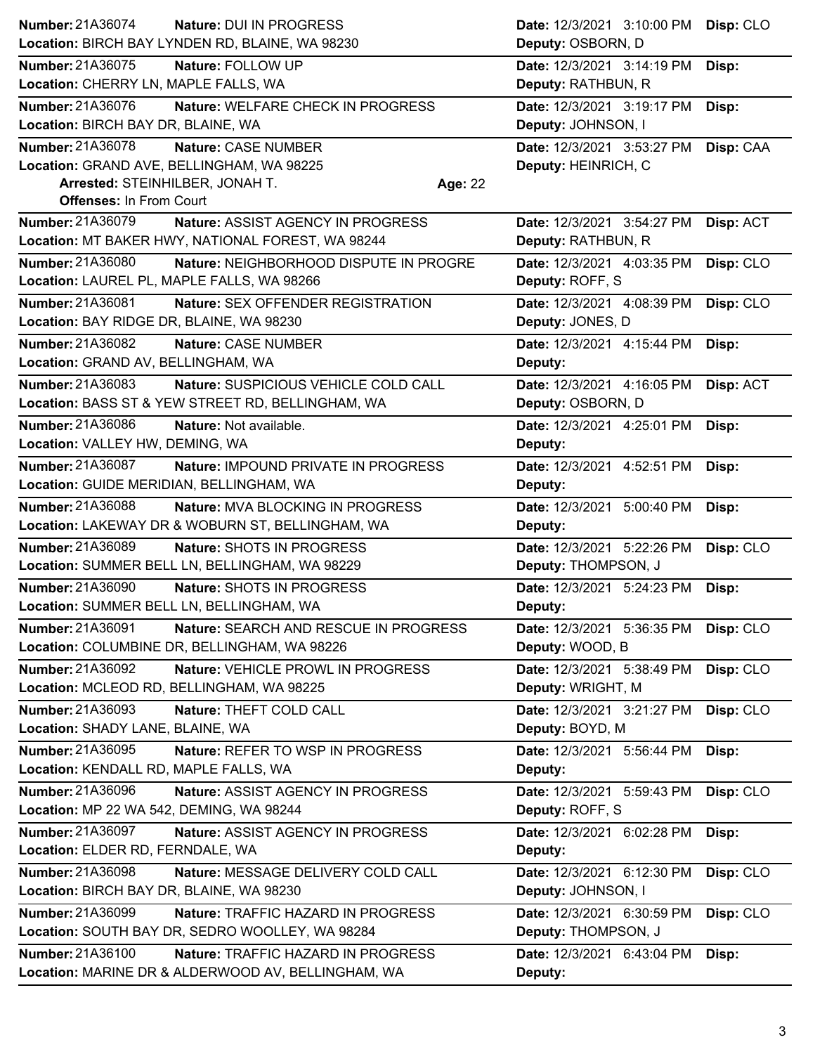**Number:** 21A36074 **Nature:** DUI IN PROGRESS **Date:** 12/3/2021 3:10:00 PM **Disp:** CLO
**Location:** BIRCH BAY LYNDEN RD, BLAINE, WA 98230 **Deputy:** OSBORN, D

---

**Number:** 21A36075 **Nature:** FOLLOW UP **Date:** 12/3/2021 3:14:19 PM **Disp:**
**Location:** CHERRY LN, MAPLE FALLS, WA **Deputy:** RATHBUN, R

---

**Number:** 21A36076 **Nature:** WELFARE CHECK IN PROGRESS **Date:** 12/3/2021 3:19:17 PM **Disp:**
**Location:** BIRCH BAY DR, BLAINE, WA **Deputy:** JOHNSON, I

---

**Number:** 21A36078 **Nature:** CASE NUMBER **Date:** 12/3/2021 3:53:27 PM **Disp:** CAA
**Location:** GRAND AVE, BELLINGHAM, WA 98225 **Deputy:** HEINRICH, C
**Arrested:** STEINHILBER, JONAH T. **Age:** 22
**Offenses:** In From Court

---

**Number:** 21A36079 **Nature:** ASSIST AGENCY IN PROGRESS **Date:** 12/3/2021 3:54:27 PM **Disp:** ACT
**Location:** MT BAKER HWY, NATIONAL FOREST, WA 98244 **Deputy:** RATHBUN, R

---

**Number:** 21A36080 **Nature:** NEIGHBORHOOD DISPUTE IN PROGRE **Date:** 12/3/2021 4:03:35 PM **Disp:** CLO
**Location:** LAUREL PL, MAPLE FALLS, WA 98266 **Deputy:** ROFF, S

---

**Number:** 21A36081 **Nature:** SEX OFFENDER REGISTRATION **Date:** 12/3/2021 4:08:39 PM **Disp:** CLO
**Location:** BAY RIDGE DR, BLAINE, WA 98230 **Deputy:** JONES, D

---

**Number:** 21A36082 **Nature:** CASE NUMBER **Date:** 12/3/2021 4:15:44 PM **Disp:**
**Location:** GRAND AV, BELLINGHAM, WA **Deputy:**

---

**Number:** 21A36083 **Nature:** SUSPICIOUS VEHICLE COLD CALL **Date:** 12/3/2021 4:16:05 PM **Disp:** ACT
**Location:** BASS ST & YEW STREET RD, BELLINGHAM, WA **Deputy:** OSBORN, D

---

**Number:** 21A36086 **Nature:** Not available. **Date:** 12/3/2021 4:25:01 PM **Disp:**
**Location:** VALLEY HW, DEMING, WA **Deputy:**

---

**Number:** 21A36087 **Nature:** IMPOUND PRIVATE IN PROGRESS **Date:** 12/3/2021 4:52:51 PM **Disp:**
**Location:** GUIDE MERIDIAN, BELLINGHAM, WA **Deputy:**

---

**Number:** 21A36088 **Nature:** MVA BLOCKING IN PROGRESS **Date:** 12/3/2021 5:00:40 PM **Disp:**
**Location:** LAKEWAY DR & WOBURN ST, BELLINGHAM, WA **Deputy:**

---

**Number:** 21A36089 **Nature:** SHOTS IN PROGRESS **Date:** 12/3/2021 5:22:26 PM **Disp:** CLO
**Location:** SUMMER BELL LN, BELLINGHAM, WA 98229 **Deputy:** THOMPSON, J

---

**Number:** 21A36090 **Nature:** SHOTS IN PROGRESS **Date:** 12/3/2021 5:24:23 PM **Disp:**
**Location:** SUMMER BELL LN, BELLINGHAM, WA **Deputy:**

---

**Number:** 21A36091 **Nature:** SEARCH AND RESCUE IN PROGRESS **Date:** 12/3/2021 5:36:35 PM **Disp:** CLO
**Location:** COLUMBINE DR, BELLINGHAM, WA 98226 **Deputy:** WOOD, B

---

**Number:** 21A36092 **Nature:** VEHICLE PROWL IN PROGRESS **Date:** 12/3/2021 5:38:49 PM **Disp:** CLO
**Location:** MCLEOD RD, BELLINGHAM, WA 98225 **Deputy:** WRIGHT, M

---

**Number:** 21A36093 **Nature:** THEFT COLD CALL **Date:** 12/3/2021 3:21:27 PM **Disp:** CLO
**Location:** SHADY LANE, BLAINE, WA **Deputy:** BOYD, M

---

**Number:** 21A36095 **Nature:** REFER TO WSP IN PROGRESS **Date:** 12/3/2021 5:56:44 PM **Disp:**
**Location:** KENDALL RD, MAPLE FALLS, WA **Deputy:**

---

**Number:** 21A36096 **Nature:** ASSIST AGENCY IN PROGRESS **Date:** 12/3/2021 5:59:43 PM **Disp:** CLO
**Location:** MP 22 WA 542, DEMING, WA 98244 **Deputy:** ROFF, S

---

**Number:** 21A36097 **Nature:** ASSIST AGENCY IN PROGRESS **Date:** 12/3/2021 6:02:28 PM **Disp:**
**Location:** ELDER RD, FERNDALE, WA **Deputy:**

---

**Number:** 21A36098 **Nature:** MESSAGE DELIVERY COLD CALL **Date:** 12/3/2021 6:12:30 PM **Disp:** CLO
**Location:** BIRCH BAY DR, BLAINE, WA 98230 **Deputy:** JOHNSON, I

---

**Number:** 21A36099 **Nature:** TRAFFIC HAZARD IN PROGRESS **Date:** 12/3/2021 6:30:59 PM **Disp:** CLO
**Location:** SOUTH BAY DR, SEDRO WOOLLEY, WA 98284 **Deputy:** THOMPSON, J

---

**Number:** 21A36100 **Nature:** TRAFFIC HAZARD IN PROGRESS **Date:** 12/3/2021 6:43:04 PM **Disp:**
**Location:** MARINE DR & ALDERWOOD AV, BELLINGHAM, WA **Deputy:**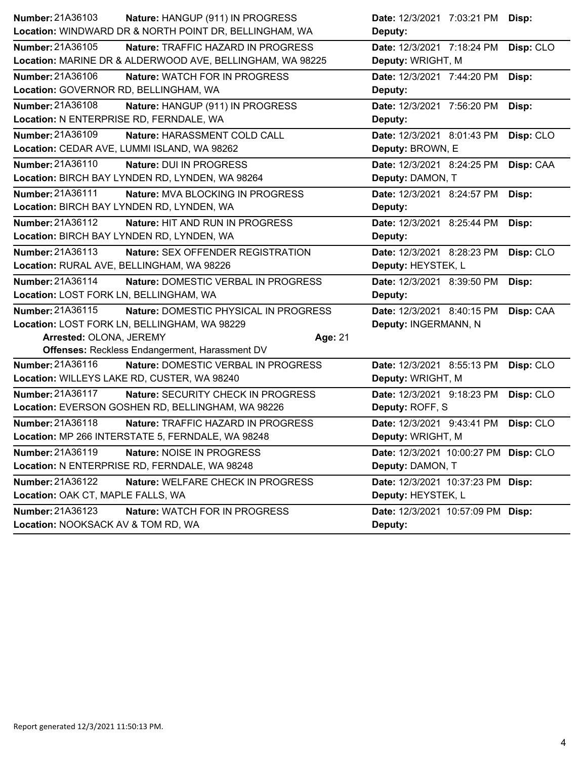**Number:** 21A36103 **Nature:** HANGUP (911) IN PROGRESS **Date:** 12/3/2021 7:03:21 PM **Disp:**
**Location:** WINDWARD DR & NORTH POINT DR, BELLINGHAM, WA **Deputy:**

**Number:** 21A36105 **Nature:** TRAFFIC HAZARD IN PROGRESS **Date:** 12/3/2021 7:18:24 PM **Disp:** CLO
**Location:** MARINE DR & ALDERWOOD AVE, BELLINGHAM, WA 98225 **Deputy:** WRIGHT, M

**Number:** 21A36106 **Nature:** WATCH FOR IN PROGRESS **Date:** 12/3/2021 7:44:20 PM **Disp:**
**Location:** GOVERNOR RD, BELLINGHAM, WA **Deputy:**

**Number:** 21A36108 **Nature:** HANGUP (911) IN PROGRESS **Date:** 12/3/2021 7:56:20 PM **Disp:**
**Location:** N ENTERPRISE RD, FERNDALE, WA **Deputy:**

**Number:** 21A36109 **Nature:** HARASSMENT COLD CALL **Date:** 12/3/2021 8:01:43 PM **Disp:** CLO
**Location:** CEDAR AVE, LUMMI ISLAND, WA 98262 **Deputy:** BROWN, E

**Number:** 21A36110 **Nature:** DUI IN PROGRESS **Date:** 12/3/2021 8:24:25 PM **Disp:** CAA
**Location:** BIRCH BAY LYNDEN RD, LYNDEN, WA 98264 **Deputy:** DAMON, T

**Number:** 21A36111 **Nature:** MVA BLOCKING IN PROGRESS **Date:** 12/3/2021 8:24:57 PM **Disp:**
**Location:** BIRCH BAY LYNDEN RD, LYNDEN, WA **Deputy:**

**Number:** 21A36112 **Nature:** HIT AND RUN IN PROGRESS **Date:** 12/3/2021 8:25:44 PM **Disp:**
**Location:** BIRCH BAY LYNDEN RD, LYNDEN, WA **Deputy:**

**Number:** 21A36113 **Nature:** SEX OFFENDER REGISTRATION **Date:** 12/3/2021 8:28:23 PM **Disp:** CLO
**Location:** RURAL AVE, BELLINGHAM, WA 98226 **Deputy:** HEYSTEK, L

**Number:** 21A36114 **Nature:** DOMESTIC VERBAL IN PROGRESS **Date:** 12/3/2021 8:39:50 PM **Disp:**
**Location:** LOST FORK LN, BELLINGHAM, WA **Deputy:**

**Number:** 21A36115 **Nature:** DOMESTIC PHYSICAL IN PROGRESS **Date:** 12/3/2021 8:40:15 PM **Disp:** CAA
**Location:** LOST FORK LN, BELLINGHAM, WA 98229 **Deputy:** INGERMANN, N
**Arrested:** OLONA, JEREMY **Age:** 21
**Offenses:** Reckless Endangerment, Harassment DV

**Number:** 21A36116 **Nature:** DOMESTIC VERBAL IN PROGRESS **Date:** 12/3/2021 8:55:13 PM **Disp:** CLO
**Location:** WILLEYS LAKE RD, CUSTER, WA 98240 **Deputy:** WRIGHT, M

**Number:** 21A36117 **Nature:** SECURITY CHECK IN PROGRESS **Date:** 12/3/2021 9:18:23 PM **Disp:** CLO
**Location:** EVERSON GOSHEN RD, BELLINGHAM, WA 98226 **Deputy:** ROFF, S

**Number:** 21A36118 **Nature:** TRAFFIC HAZARD IN PROGRESS **Date:** 12/3/2021 9:43:41 PM **Disp:** CLO
**Location:** MP 266 INTERSTATE 5, FERNDALE, WA 98248 **Deputy:** WRIGHT, M

**Number:** 21A36119 **Nature:** NOISE IN PROGRESS **Date:** 12/3/2021 10:00:27 PM **Disp:** CLO
**Location:** N ENTERPRISE RD, FERNDALE, WA 98248 **Deputy:** DAMON, T

**Number:** 21A36122 **Nature:** WELFARE CHECK IN PROGRESS **Date:** 12/3/2021 10:37:23 PM **Disp:**
**Location:** OAK CT, MAPLE FALLS, WA **Deputy:** HEYSTEK, L

**Number:** 21A36123 **Nature:** WATCH FOR IN PROGRESS **Date:** 12/3/2021 10:57:09 PM **Disp:**
**Location:** NOOKSACK AV & TOM RD, WA **Deputy:**

Report generated 12/3/2021 11:50:13 PM.